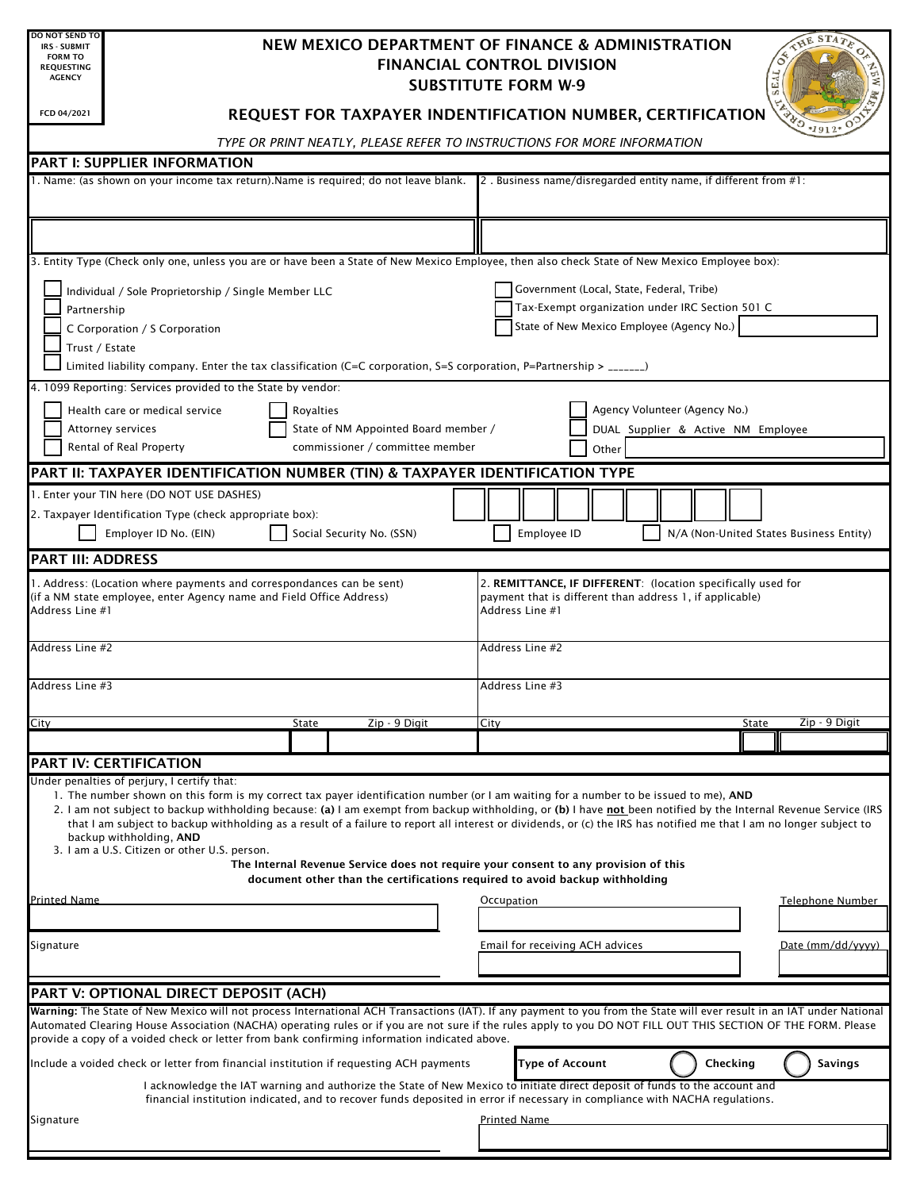DO NOT SEND TO IRS - SUBMIT FORM TO REQUESTING AGENCY

FCD 04/2021

# NEW MEXICO DEPARTMENT OF FINANCE & ADMINISTRATION
## FINANCIAL CONTROL DIVISION
## SUBSTITUTE FORM W-9

## REQUEST FOR TAXPAYER INDENTIFICATION NUMBER, CERTIFICATION

*TYPE OR PRINT NEATLY, PLEASE REFER TO INSTRUCTIONS FOR MORE INFORMATION*

## PART I: SUPPLIER INFORMATION

1. Name: (as shown on your income tax return).Name is required; do not leave blank.

2 . Business name/disregarded entity name, if different from #1:

3. Entity Type (Check only one, unless you are or have been a State of New Mexico Employee, then also check State of New Mexico Employee box):

- ☐ Individual / Sole Proprietorship / Single Member LLC
- ☐ Partnership
- ☐ C Corporation / S Corporation
- ☐ Trust / Estate
- ☐ Limited liability company. Enter the tax classification (C=C corporation, S=S corporation, P=Partnership > _______)
- ☐ Government (Local, State, Federal, Tribe)
- ☐ Tax-Exempt organization under IRC Section 501 C
- ☐ State of New Mexico Employee (Agency No.) ________

4. 1099 Reporting: Services provided to the State by vendor:

- ☐ Health care or medical service
- ☐ Attorney services
- ☐ Rental of Real Property
- ☐ Royalties
- ☐ State of NM Appointed Board member / commissioner / committee member
- ☐ Agency Volunteer (Agency No.)
- ☐ DUAL Supplier & Active NM Employee
- ☐ Other ________

## PART II: TAXPAYER IDENTIFICATION NUMBER (TIN) & TAXPAYER IDENTIFICATION TYPE

1. Enter your TIN here (DO NOT USE DASHES) ☐☐☐☐☐☐☐☐☐

2. Taxpayer Identification Type (check appropriate box):

☐ Employer ID No. (EIN) ☐ Social Security No. (SSN) ☐ Employee ID ☐ N/A (Non-United States Business Entity)

## PART III: ADDRESS

1. Address: (Location where payments and correspondances can be sent) (if a NM state employee, enter Agency name and Field Office Address)

Address Line #1

Address Line #2

Address Line #3

City State Zip - 9 Digit

2. **REMITTANCE, IF DIFFERENT**: (location specifically used for payment that is different than address 1, if applicable)

Address Line #1

Address Line #2

Address Line #3

City State Zip - 9 Digit

## PART IV: CERTIFICATION

Under penalties of perjury, I certify that:

1. The number shown on this form is my correct tax payer identification number (or I am waiting for a number to be issued to me), **AND**
2. I am not subject to backup withholding because: **(a)** I am exempt from backup withholding, or **(b)** I have **not** been notified by the Internal Revenue Service (IRS that I am subject to backup withholding as a result of a failure to report all interest or dividends, or (c) the IRS has notified me that I am no longer subject to backup withholding, **AND**
3. I am a U.S. Citizen or other U.S. person.

**The Internal Revenue Service does not require your consent to any provision of this document other than the certifications required to avoid backup withholding**

Printed Name

Occupation

Telephone Number

Signature

Email for receiving ACH advices

Date (mm/dd/yyyy)

## PART V: OPTIONAL DIRECT DEPOSIT (ACH)

**Warning:** The State of New Mexico will not process International ACH Transactions (IAT). If any payment to you from the State will ever result in an IAT under National Automated Clearing House Association (NACHA) operating rules or if you are not sure if the rules apply to you DO NOT FILL OUT THIS SECTION OF THE FORM. Please provide a copy of a voided check or letter from bank confirming information indicated above.

Include a voided check or letter from financial institution if requesting ACH payments

**Type of Account** ◯ **Checking** ◯ **Savings**

I acknowledge the IAT warning and authorize the State of New Mexico to initiate direct deposit of funds to the account and financial institution indicated, and to recover funds deposited in error if necessary in compliance with NACHA regulations.

Signature

Printed Name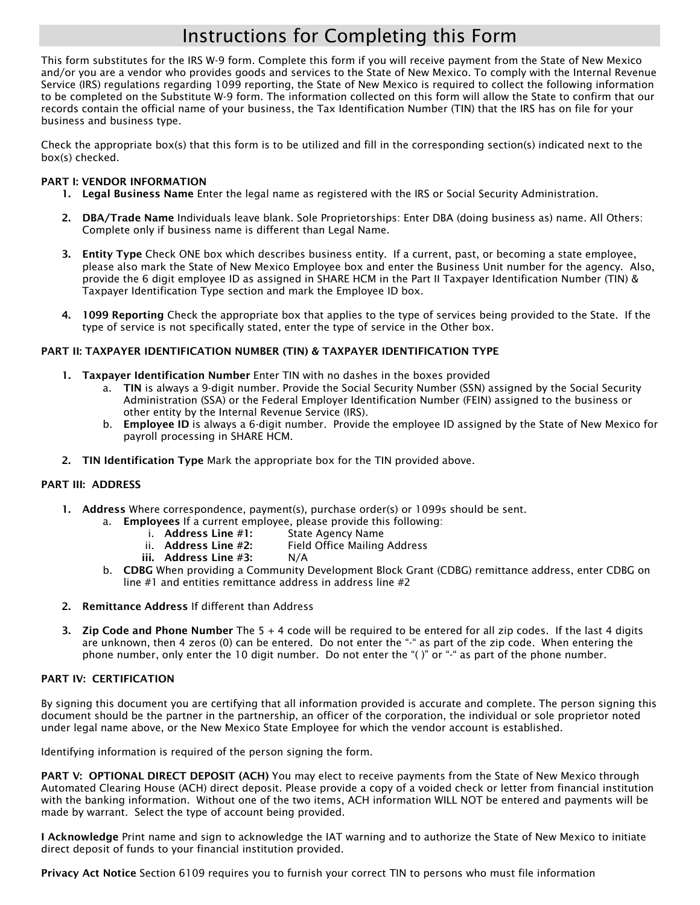# Instructions for Completing this Form

This form substitutes for the IRS W-9 form. Complete this form if you will receive payment from the State of New Mexico and/or you are a vendor who provides goods and services to the State of New Mexico. To comply with the Internal Revenue Service (IRS) regulations regarding 1099 reporting, the State of New Mexico is required to collect the following information to be completed on the Substitute W-9 form. The information collected on this form will allow the State to confirm that our records contain the official name of your business, the Tax Identification Number (TIN) that the IRS has on file for your business and business type.

Check the appropriate box(s) that this form is to be utilized and fill in the corresponding section(s) indicated next to the box(s) checked.

**PART I: VENDOR INFORMATION**

1. **Legal Business Name** Enter the legal name as registered with the IRS or Social Security Administration.

2. **DBA/Trade Name** Individuals leave blank. Sole Proprietorships: Enter DBA (doing business as) name. All Others: Complete only if business name is different than Legal Name.

3. **Entity Type** Check ONE box which describes business entity. If a current, past, or becoming a state employee, please also mark the State of New Mexico Employee box and enter the Business Unit number for the agency. Also, provide the 6 digit employee ID as assigned in SHARE HCM in the Part II Taxpayer Identification Number (TIN) & Taxpayer Identification Type section and mark the Employee ID box.

4. **1099 Reporting** Check the appropriate box that applies to the type of services being provided to the State. If the type of service is not specifically stated, enter the type of service in the Other box.

**PART II: TAXPAYER IDENTIFICATION NUMBER (TIN) & TAXPAYER IDENTIFICATION TYPE**

1. **Taxpayer Identification Number** Enter TIN with no dashes in the boxes provided
   a. **TIN** is always a 9-digit number. Provide the Social Security Number (SSN) assigned by the Social Security Administration (SSA) or the Federal Employer Identification Number (FEIN) assigned to the business or other entity by the Internal Revenue Service (IRS).
   b. **Employee ID** is always a 6-digit number. Provide the employee ID assigned by the State of New Mexico for payroll processing in SHARE HCM.

2. **TIN Identification Type** Mark the appropriate box for the TIN provided above.

**PART III: ADDRESS**

1. **Address** Where correspondence, payment(s), purchase order(s) or 1099s should be sent.
   a. **Employees** If a current employee, please provide this following:
      i. **Address Line #1:** State Agency Name
      ii. **Address Line #2:** Field Office Mailing Address
      iii. **Address Line #3:** N/A
   b. **CDBG** When providing a Community Development Block Grant (CDBG) remittance address, enter CDBG on line #1 and entities remittance address in address line #2

2. **Remittance Address** If different than Address

3. **Zip Code and Phone Number** The 5 + 4 code will be required to be entered for all zip codes. If the last 4 digits are unknown, then 4 zeros (0) can be entered. Do not enter the "-" as part of the zip code. When entering the phone number, only enter the 10 digit number. Do not enter the "( )" or "-" as part of the phone number.

**PART IV: CERTIFICATION**

By signing this document you are certifying that all information provided is accurate and complete. The person signing this document should be the partner in the partnership, an officer of the corporation, the individual or sole proprietor noted under legal name above, or the New Mexico State Employee for which the vendor account is established.

Identifying information is required of the person signing the form.

**PART V: OPTIONAL DIRECT DEPOSIT (ACH)** You may elect to receive payments from the State of New Mexico through Automated Clearing House (ACH) direct deposit. Please provide a copy of a voided check or letter from financial institution with the banking information. Without one of the two items, ACH information WILL NOT be entered and payments will be made by warrant. Select the type of account being provided.

**I Acknowledge** Print name and sign to acknowledge the IAT warning and to authorize the State of New Mexico to initiate direct deposit of funds to your financial institution provided.

**Privacy Act Notice** Section 6109 requires you to furnish your correct TIN to persons who must file information